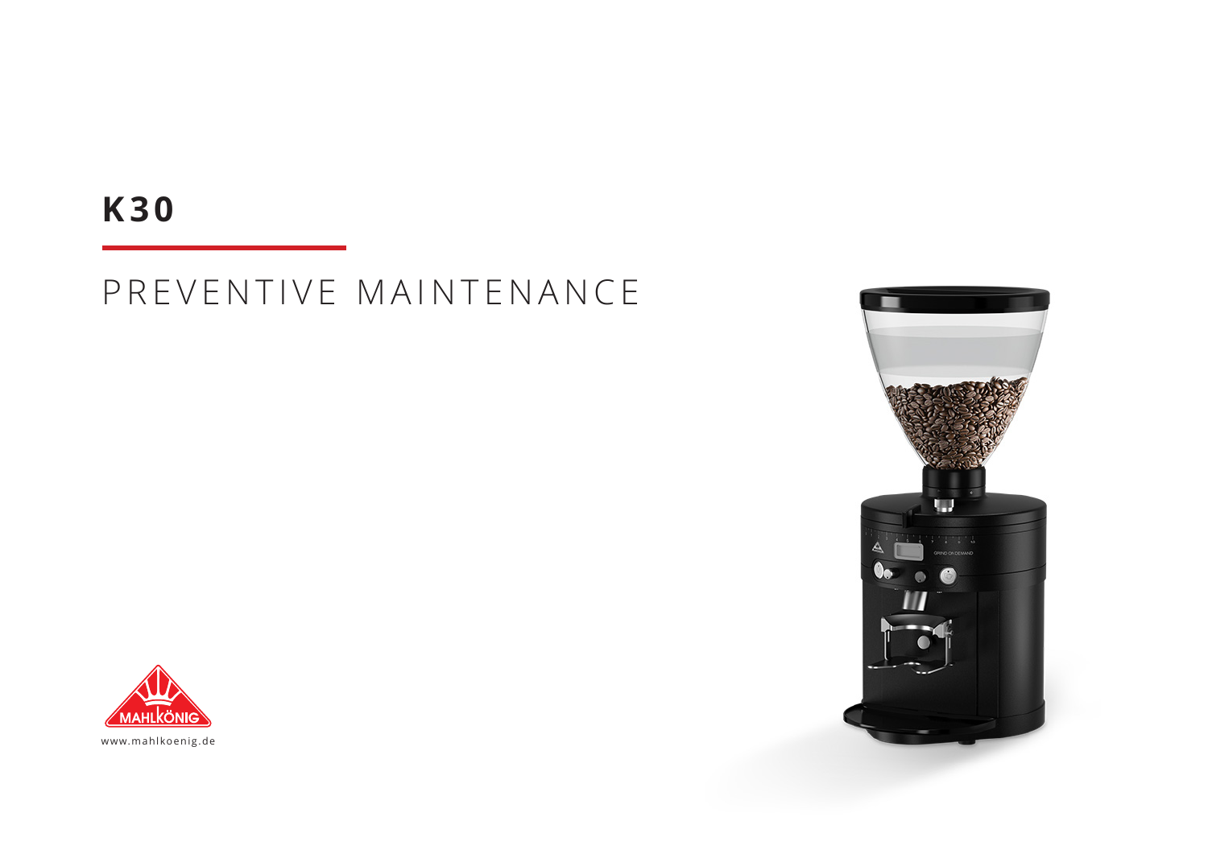# K30

## PREVENTIVE MAINTENANCE

www.mahlkoenig.de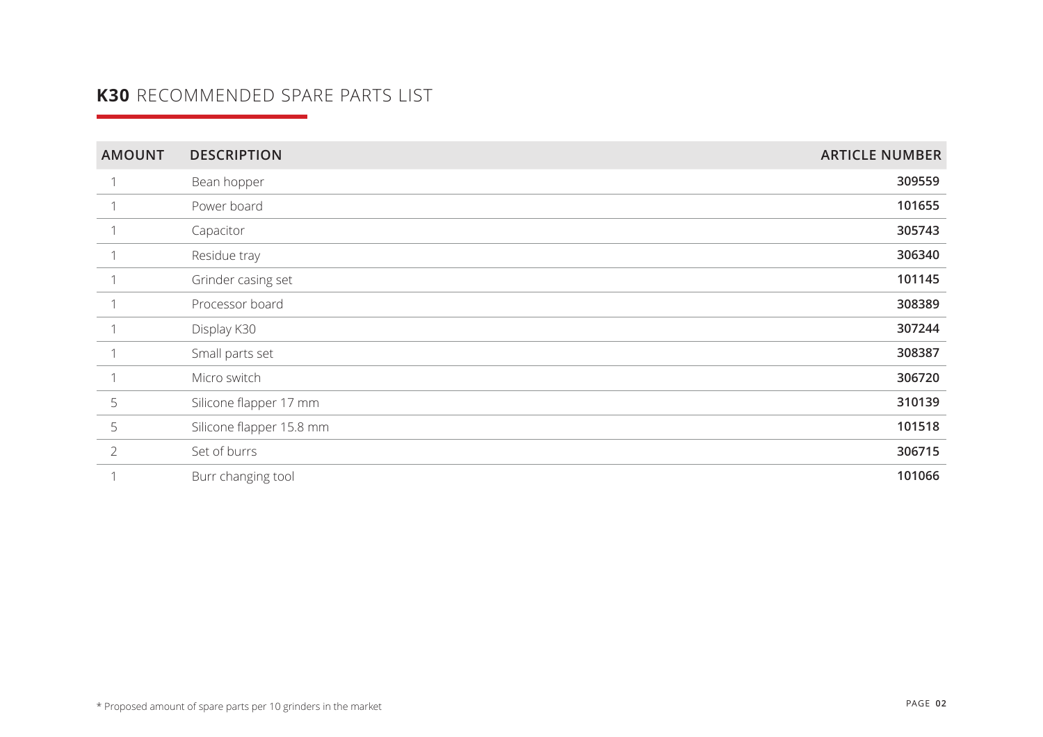## **K30** RECOMMENDED SPARE PARTS LIST

| AMOUNT | DESCRIPTION | ARTICLE NUMBER |
|---|---|---|
| 1 | Bean hopper | **309559** |
| 1 | Power board | **101655** |
| 1 | Capacitor | **305743** |
| 1 | Residue tray | **306340** |
| 1 | Grinder casing set | **101145** |
| 1 | Processor board | **308389** |
| 1 | Display K30 | **307244** |
| 1 | Small parts set | **308387** |
| 1 | Micro switch | **306720** |
| 5 | Silicone flapper 17 mm | **310139** |
| 5 | Silicone flapper 15.8 mm | **101518** |
| 2 | Set of burrs | **306715** |
| 1 | Burr changing tool | **101066** |

* Proposed amount of spare parts per 10 grinders in the market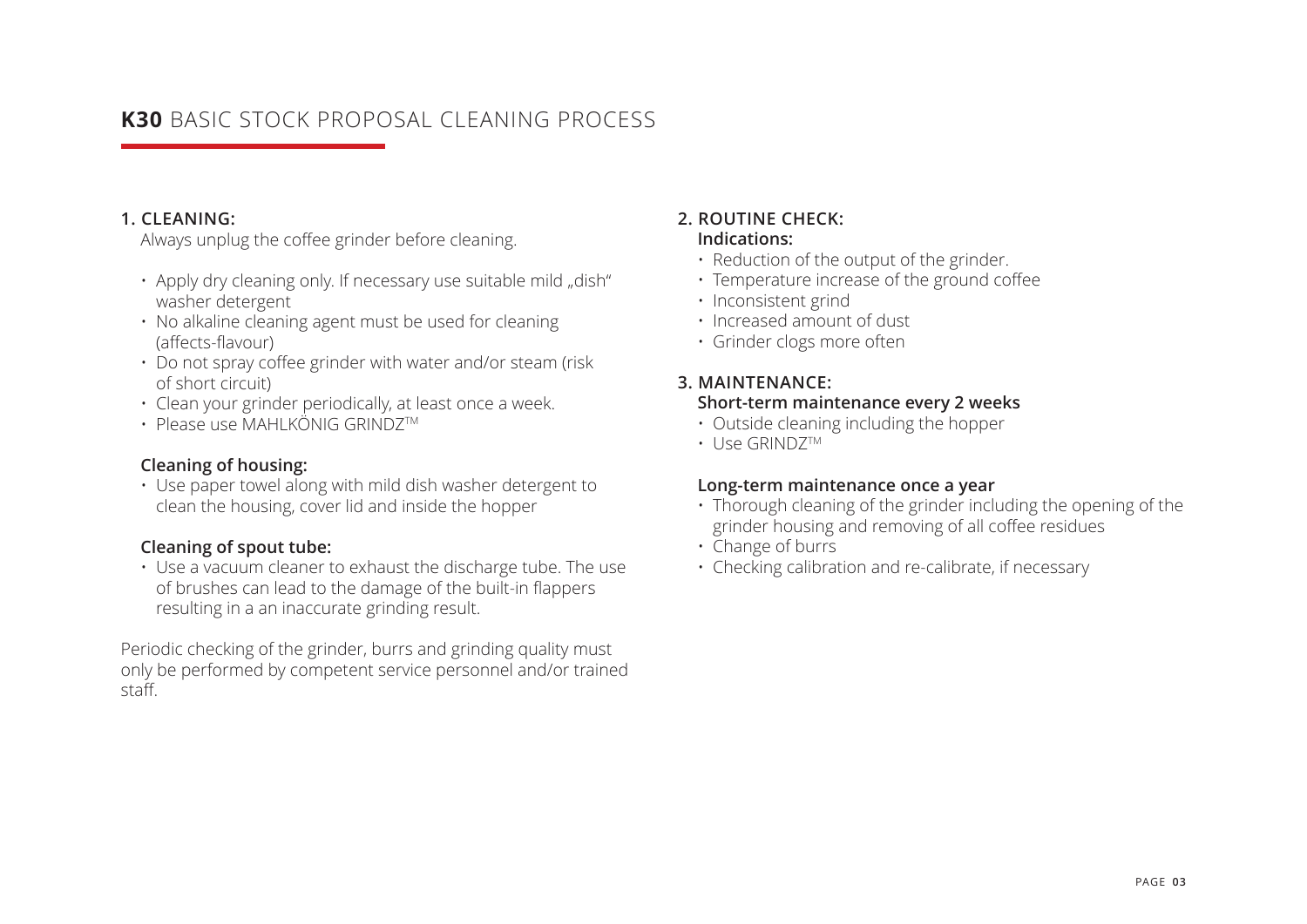# **K30** BASIC STOCK PROPOSAL CLEANING PROCESS

## 1. CLEANING:

Always unplug the coffee grinder before cleaning.

- Apply dry cleaning only. If necessary use suitable mild „dish" washer detergent
- No alkaline cleaning agent must be used for cleaning (affects-flavour)
- Do not spray coffee grinder with water and/or steam (risk of short circuit)
- Clean your grinder periodically, at least once a week.
- Please use MAHLKÖNIG GRINDZ™

### Cleaning of housing:

- Use paper towel along with mild dish washer detergent to clean the housing, cover lid and inside the hopper

### Cleaning of spout tube:

- Use a vacuum cleaner to exhaust the discharge tube. The use of brushes can lead to the damage of the built-in flappers resulting in a an inaccurate grinding result.

Periodic checking of the grinder, burrs and grinding quality must only be performed by competent service personnel and/or trained staff.

## 2. ROUTINE CHECK:

**Indications:**

- Reduction of the output of the grinder.
- Temperature increase of the ground coffee
- Inconsistent grind
- Increased amount of dust
- Grinder clogs more often

## 3. MAINTENANCE:

### Short-term maintenance every 2 weeks

- Outside cleaning including the hopper
- Use GRINDZ™

### Long-term maintenance once a year

- Thorough cleaning of the grinder including the opening of the grinder housing and removing of all coffee residues
- Change of burrs
- Checking calibration and re-calibrate, if necessary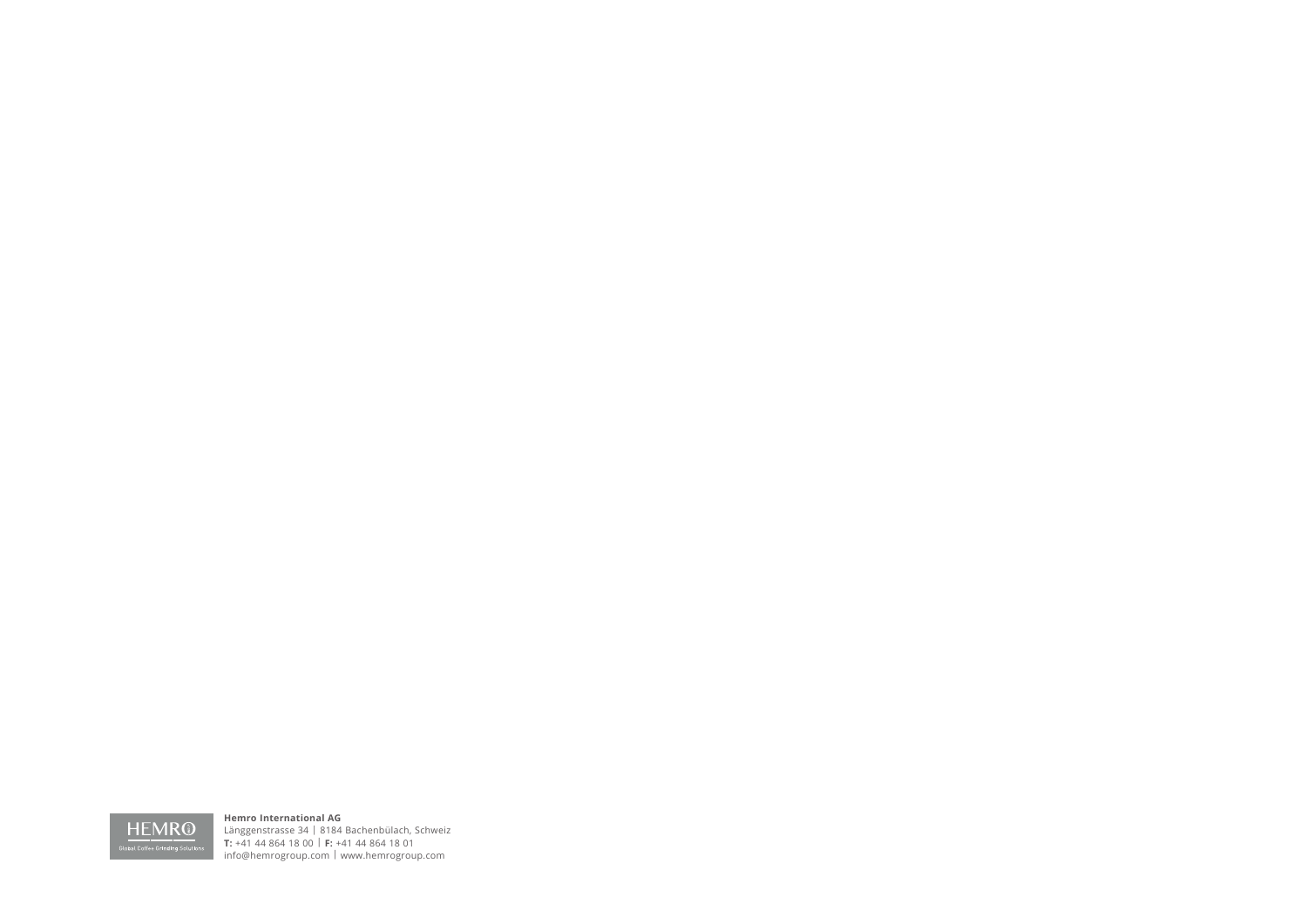HEMRO
Global Coffee Grinding Solutions

**Hemro International AG**
Länggenstrasse 34 | 8184 Bachenbülach, Schweiz
**T:** +41 44 864 18 00 | **F:** +41 44 864 18 01
info@hemrogroup.com | www.hemrogroup.com